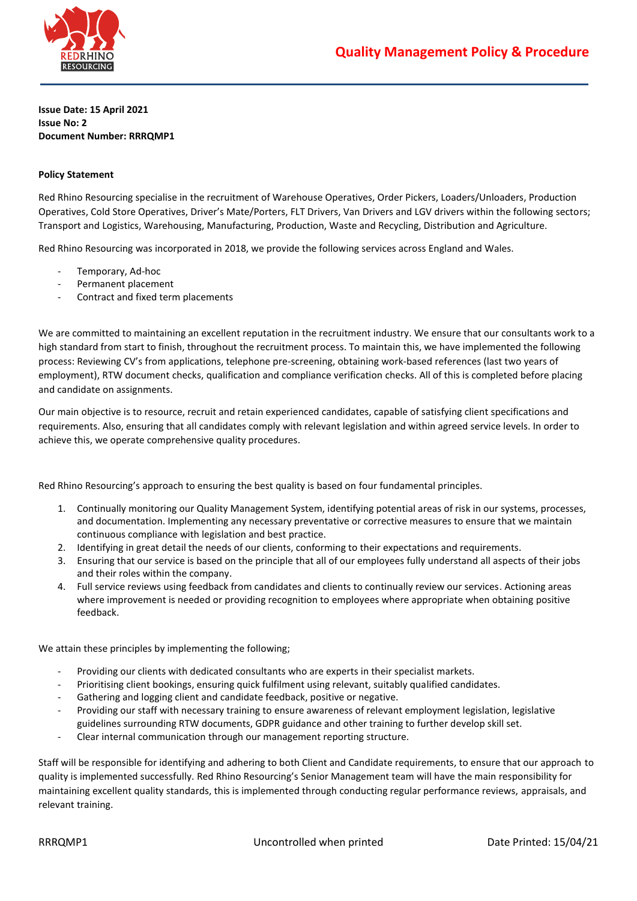# Quality Management Policy & Procedure

**Issue Date: 15 April 2021**
**Issue No: 2**
**Document Number: RRRQMP1**

**Policy Statement**

Red Rhino Resourcing specialise in the recruitment of Warehouse Operatives, Order Pickers, Loaders/Unloaders, Production Operatives, Cold Store Operatives, Driver's Mate/Porters, FLT Drivers, Van Drivers and LGV drivers within the following sectors; Transport and Logistics, Warehousing, Manufacturing, Production, Waste and Recycling, Distribution and Agriculture.

Red Rhino Resourcing was incorporated in 2018, we provide the following services across England and Wales.

- Temporary, Ad-hoc
- Permanent placement
- Contract and fixed term placements

We are committed to maintaining an excellent reputation in the recruitment industry. We ensure that our consultants work to a high standard from start to finish, throughout the recruitment process. To maintain this, we have implemented the following process: Reviewing CV's from applications, telephone pre-screening, obtaining work-based references (last two years of employment), RTW document checks, qualification and compliance verification checks. All of this is completed before placing and candidate on assignments.

Our main objective is to resource, recruit and retain experienced candidates, capable of satisfying client specifications and requirements. Also, ensuring that all candidates comply with relevant legislation and within agreed service levels. In order to achieve this, we operate comprehensive quality procedures.

Red Rhino Resourcing's approach to ensuring the best quality is based on four fundamental principles.

1. Continually monitoring our Quality Management System, identifying potential areas of risk in our systems, processes, and documentation. Implementing any necessary preventative or corrective measures to ensure that we maintain continuous compliance with legislation and best practice.
2. Identifying in great detail the needs of our clients, conforming to their expectations and requirements.
3. Ensuring that our service is based on the principle that all of our employees fully understand all aspects of their jobs and their roles within the company.
4. Full service reviews using feedback from candidates and clients to continually review our services. Actioning areas where improvement is needed or providing recognition to employees where appropriate when obtaining positive feedback.

We attain these principles by implementing the following;

- Providing our clients with dedicated consultants who are experts in their specialist markets.
- Prioritising client bookings, ensuring quick fulfilment using relevant, suitably qualified candidates.
- Gathering and logging client and candidate feedback, positive or negative.
- Providing our staff with necessary training to ensure awareness of relevant employment legislation, legislative guidelines surrounding RTW documents, GDPR guidance and other training to further develop skill set.
- Clear internal communication through our management reporting structure.

Staff will be responsible for identifying and adhering to both Client and Candidate requirements, to ensure that our approach to quality is implemented successfully. Red Rhino Resourcing's Senior Management team will have the main responsibility for maintaining excellent quality standards, this is implemented through conducting regular performance reviews, appraisals, and relevant training.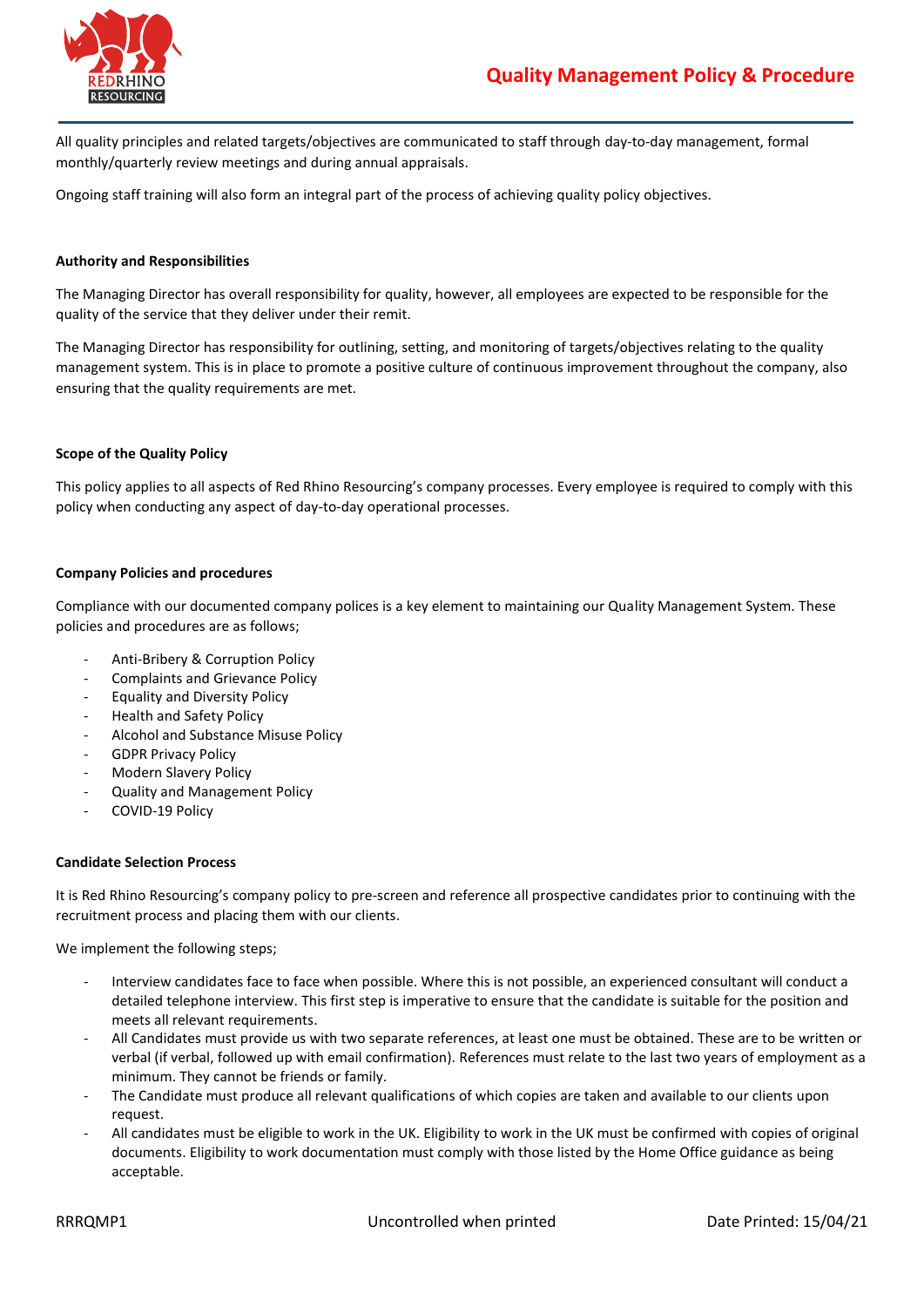All quality principles and related targets/objectives are communicated to staff through day-to-day management, formal monthly/quarterly review meetings and during annual appraisals.

Ongoing staff training will also form an integral part of the process of achieving quality policy objectives.

**Authority and Responsibilities**

The Managing Director has overall responsibility for quality, however, all employees are expected to be responsible for the quality of the service that they deliver under their remit.

The Managing Director has responsibility for outlining, setting, and monitoring of targets/objectives relating to the quality management system. This is in place to promote a positive culture of continuous improvement throughout the company, also ensuring that the quality requirements are met.

**Scope of the Quality Policy**

This policy applies to all aspects of Red Rhino Resourcing's company processes. Every employee is required to comply with this policy when conducting any aspect of day-to-day operational processes.

**Company Policies and procedures**

Compliance with our documented company polices is a key element to maintaining our Quality Management System. These policies and procedures are as follows;

- Anti-Bribery & Corruption Policy
- Complaints and Grievance Policy
- Equality and Diversity Policy
- Health and Safety Policy
- Alcohol and Substance Misuse Policy
- GDPR Privacy Policy
- Modern Slavery Policy
- Quality and Management Policy
- COVID-19 Policy

**Candidate Selection Process**

It is Red Rhino Resourcing's company policy to pre-screen and reference all prospective candidates prior to continuing with the recruitment process and placing them with our clients.

We implement the following steps;

- Interview candidates face to face when possible. Where this is not possible, an experienced consultant will conduct a detailed telephone interview. This first step is imperative to ensure that the candidate is suitable for the position and meets all relevant requirements.
- All Candidates must provide us with two separate references, at least one must be obtained. These are to be written or verbal (if verbal, followed up with email confirmation). References must relate to the last two years of employment as a minimum. They cannot be friends or family.
- The Candidate must produce all relevant qualifications of which copies are taken and available to our clients upon request.
- All candidates must be eligible to work in the UK. Eligibility to work in the UK must be confirmed with copies of original documents. Eligibility to work documentation must comply with those listed by the Home Office guidance as being acceptable.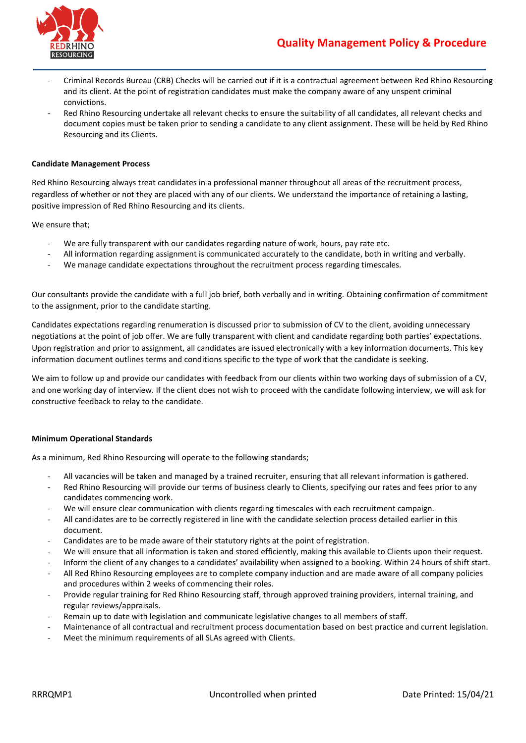- Criminal Records Bureau (CRB) Checks will be carried out if it is a contractual agreement between Red Rhino Resourcing and its client. At the point of registration candidates must make the company aware of any unspent criminal convictions.
- Red Rhino Resourcing undertake all relevant checks to ensure the suitability of all candidates, all relevant checks and document copies must be taken prior to sending a candidate to any client assignment. These will be held by Red Rhino Resourcing and its Clients.

**Candidate Management Process**

Red Rhino Resourcing always treat candidates in a professional manner throughout all areas of the recruitment process, regardless of whether or not they are placed with any of our clients. We understand the importance of retaining a lasting, positive impression of Red Rhino Resourcing and its clients.

We ensure that;

- We are fully transparent with our candidates regarding nature of work, hours, pay rate etc.
- All information regarding assignment is communicated accurately to the candidate, both in writing and verbally.
- We manage candidate expectations throughout the recruitment process regarding timescales.

Our consultants provide the candidate with a full job brief, both verbally and in writing. Obtaining confirmation of commitment to the assignment, prior to the candidate starting.

Candidates expectations regarding renumeration is discussed prior to submission of CV to the client, avoiding unnecessary negotiations at the point of job offer. We are fully transparent with client and candidate regarding both parties' expectations. Upon registration and prior to assignment, all candidates are issued electronically with a key information documents. This key information document outlines terms and conditions specific to the type of work that the candidate is seeking.

We aim to follow up and provide our candidates with feedback from our clients within two working days of submission of a CV, and one working day of interview. If the client does not wish to proceed with the candidate following interview, we will ask for constructive feedback to relay to the candidate.

**Minimum Operational Standards**

As a minimum, Red Rhino Resourcing will operate to the following standards;

- All vacancies will be taken and managed by a trained recruiter, ensuring that all relevant information is gathered.
- Red Rhino Resourcing will provide our terms of business clearly to Clients, specifying our rates and fees prior to any candidates commencing work.
- We will ensure clear communication with clients regarding timescales with each recruitment campaign.
- All candidates are to be correctly registered in line with the candidate selection process detailed earlier in this document.
- Candidates are to be made aware of their statutory rights at the point of registration.
- We will ensure that all information is taken and stored efficiently, making this available to Clients upon their request.
- Inform the client of any changes to a candidates' availability when assigned to a booking. Within 24 hours of shift start.
- All Red Rhino Resourcing employees are to complete company induction and are made aware of all company policies and procedures within 2 weeks of commencing their roles.
- Provide regular training for Red Rhino Resourcing staff, through approved training providers, internal training, and regular reviews/appraisals.
- Remain up to date with legislation and communicate legislative changes to all members of staff.
- Maintenance of all contractual and recruitment process documentation based on best practice and current legislation.
- Meet the minimum requirements of all SLAs agreed with Clients.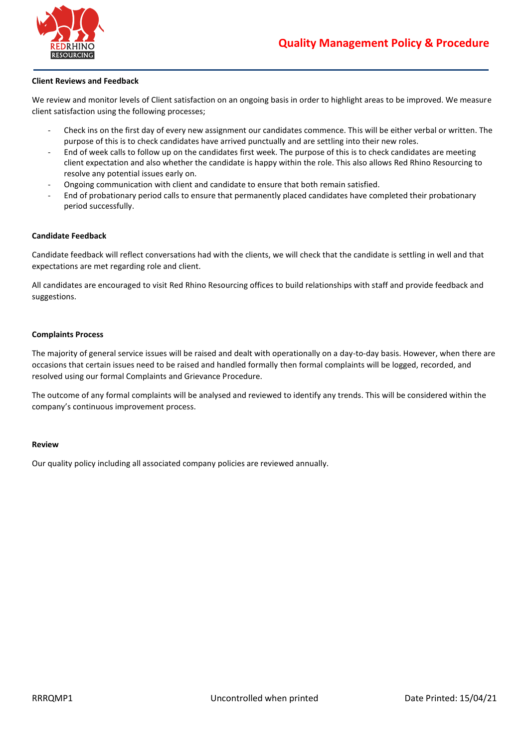**Client Reviews and Feedback**

We review and monitor levels of Client satisfaction on an ongoing basis in order to highlight areas to be improved. We measure client satisfaction using the following processes;

- Check ins on the first day of every new assignment our candidates commence. This will be either verbal or written. The purpose of this is to check candidates have arrived punctually and are settling into their new roles.
- End of week calls to follow up on the candidates first week. The purpose of this is to check candidates are meeting client expectation and also whether the candidate is happy within the role. This also allows Red Rhino Resourcing to resolve any potential issues early on.
- Ongoing communication with client and candidate to ensure that both remain satisfied.
- End of probationary period calls to ensure that permanently placed candidates have completed their probationary period successfully.

**Candidate Feedback**

Candidate feedback will reflect conversations had with the clients, we will check that the candidate is settling in well and that expectations are met regarding role and client.

All candidates are encouraged to visit Red Rhino Resourcing offices to build relationships with staff and provide feedback and suggestions.

**Complaints Process**

The majority of general service issues will be raised and dealt with operationally on a day-to-day basis. However, when there are occasions that certain issues need to be raised and handled formally then formal complaints will be logged, recorded, and resolved using our formal Complaints and Grievance Procedure.

The outcome of any formal complaints will be analysed and reviewed to identify any trends. This will be considered within the company's continuous improvement process.

**Review**

Our quality policy including all associated company policies are reviewed annually.